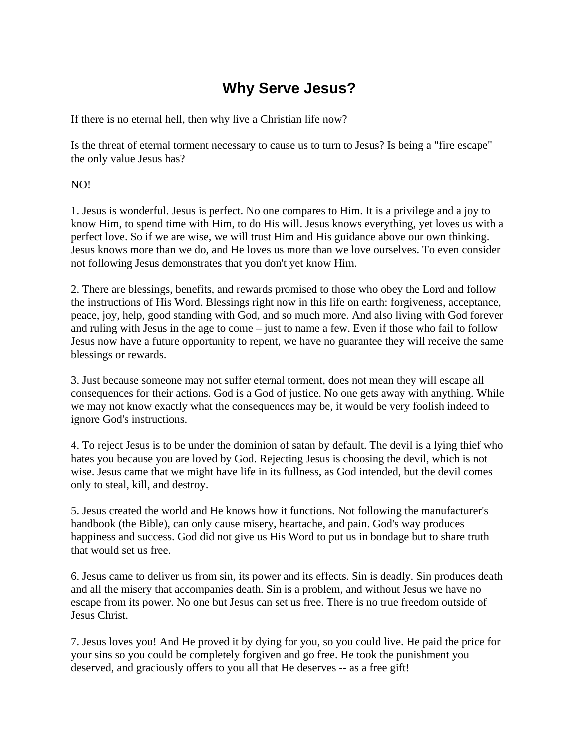# Why Serve Jesus?

If there is no eternal hell, then why live a Christian life now?

Is the threat of eternal torment necessary to cause us to turn to Jesus? Is being a "fire escape" the only value Jesus has?

NO!

1. Jesus is wonderful. Jesus is perfect. No one compares to Him. It is a privilege and a joy to know Him, to spend time with Him, to do His will. Jesus knows everything, yet loves us with a perfect love. So if we are wise, we will trust Him and His guidance above our own thinking. Jesus knows more than we do, and He loves us more than we love ourselves. To even consider not following Jesus demonstrates that you don't yet know Him.

2. There are blessings, benefits, and rewards promised to those who obey the Lord and follow the instructions of His Word. Blessings right now in this life on earth: forgiveness, acceptance, peace, joy, help, good standing with God, and so much more. And also living with God forever and ruling with Jesus in the age to come – just to name a few. Even if those who fail to follow Jesus now have a future opportunity to repent, we have no guarantee they will receive the same blessings or rewards.

3. Just because someone may not suffer eternal torment, does not mean they will escape all consequences for their actions. God is a God of justice. No one gets away with anything. While we may not know exactly what the consequences may be, it would be very foolish indeed to ignore God's instructions.

4. To reject Jesus is to be under the dominion of satan by default. The devil is a lying thief who hates you because you are loved by God. Rejecting Jesus is choosing the devil, which is not wise. Jesus came that we might have life in its fullness, as God intended, but the devil comes only to steal, kill, and destroy.

5. Jesus created the world and He knows how it functions. Not following the manufacturer's handbook (the Bible), can only cause misery, heartache, and pain. God's way produces happiness and success. God did not give us His Word to put us in bondage but to share truth that would set us free.

6. Jesus came to deliver us from sin, its power and its effects. Sin is deadly. Sin produces death and all the misery that accompanies death. Sin is a problem, and without Jesus we have no escape from its power. No one but Jesus can set us free. There is no true freedom outside of Jesus Christ.

7. Jesus loves you! And He proved it by dying for you, so you could live. He paid the price for your sins so you could be completely forgiven and go free. He took the punishment you deserved, and graciously offers to you all that He deserves -- as a free gift!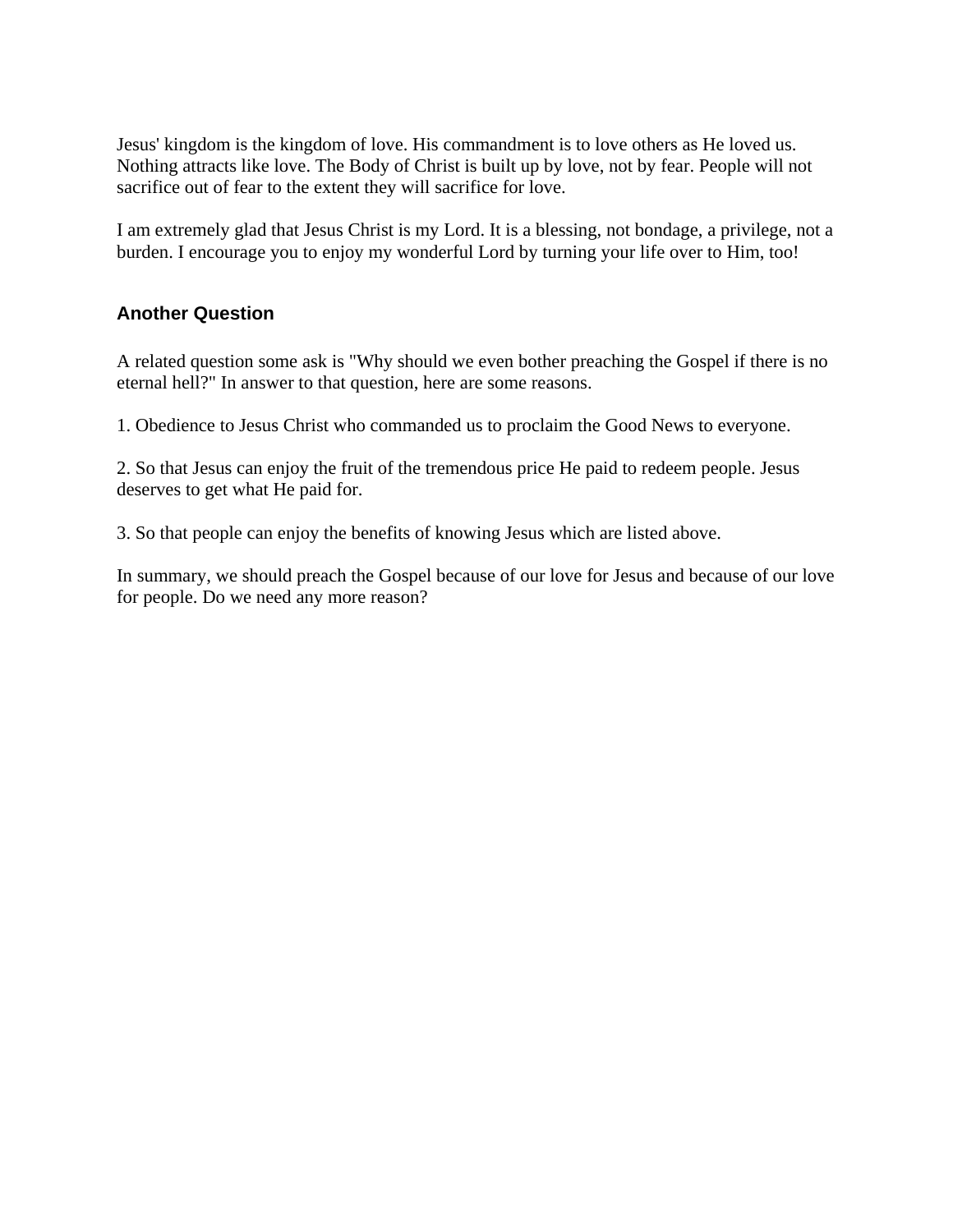Jesus' kingdom is the kingdom of love. His commandment is to love others as He loved us. Nothing attracts like love. The Body of Christ is built up by love, not by fear. People will not sacrifice out of fear to the extent they will sacrifice for love.

I am extremely glad that Jesus Christ is my Lord. It is a blessing, not bondage, a privilege, not a burden. I encourage you to enjoy my wonderful Lord by turning your life over to Him, too!

### Another Question

A related question some ask is "Why should we even bother preaching the Gospel if there is no eternal hell?" In answer to that question, here are some reasons.

1. Obedience to Jesus Christ who commanded us to proclaim the Good News to everyone.

2. So that Jesus can enjoy the fruit of the tremendous price He paid to redeem people. Jesus deserves to get what He paid for.

3. So that people can enjoy the benefits of knowing Jesus which are listed above.

In summary, we should preach the Gospel because of our love for Jesus and because of our love for people. Do we need any more reason?